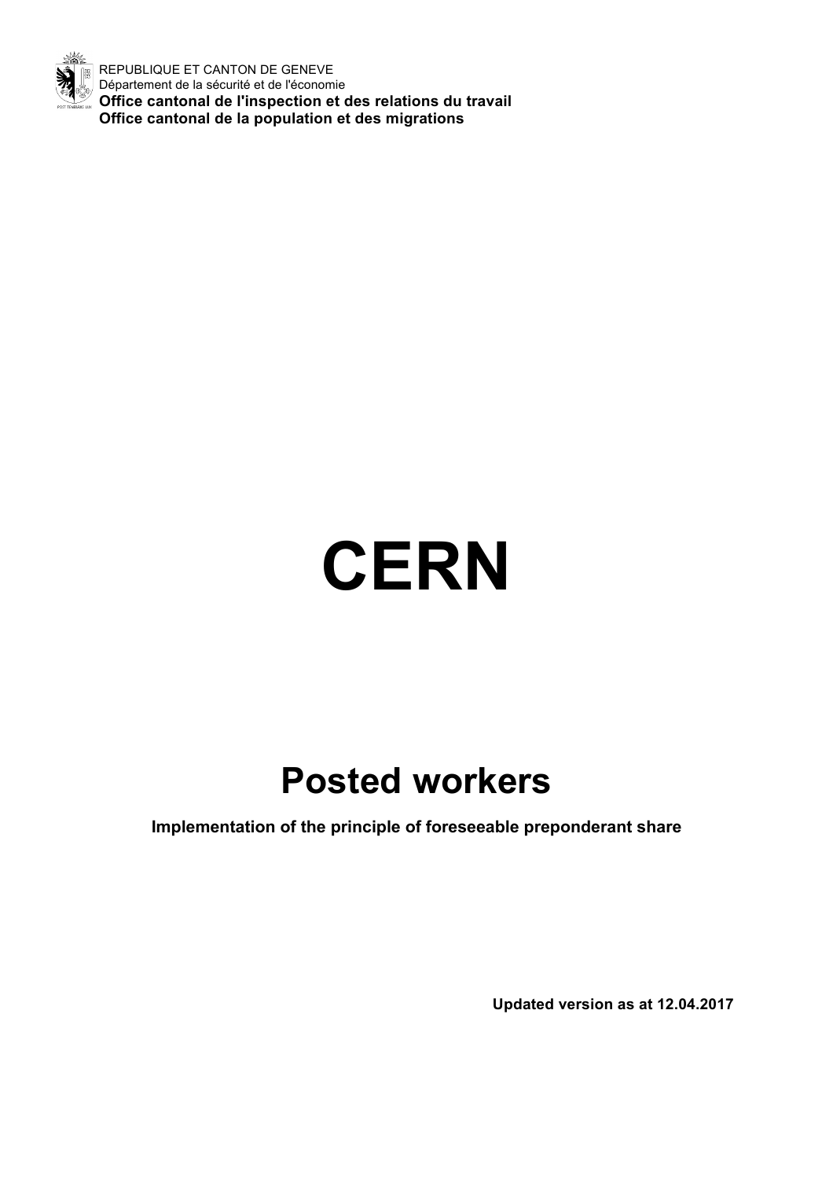REPUBLIQUE ET CANTON DE GENEVE
Département de la sécurité et de l'économie
**Office cantonal de l'inspection et des relations du travail**
**Office cantonal de la population et des migrations**

# CERN

## Posted workers

**Implementation of the principle of foreseeable preponderant share**

**Updated version as at 12.04.2017**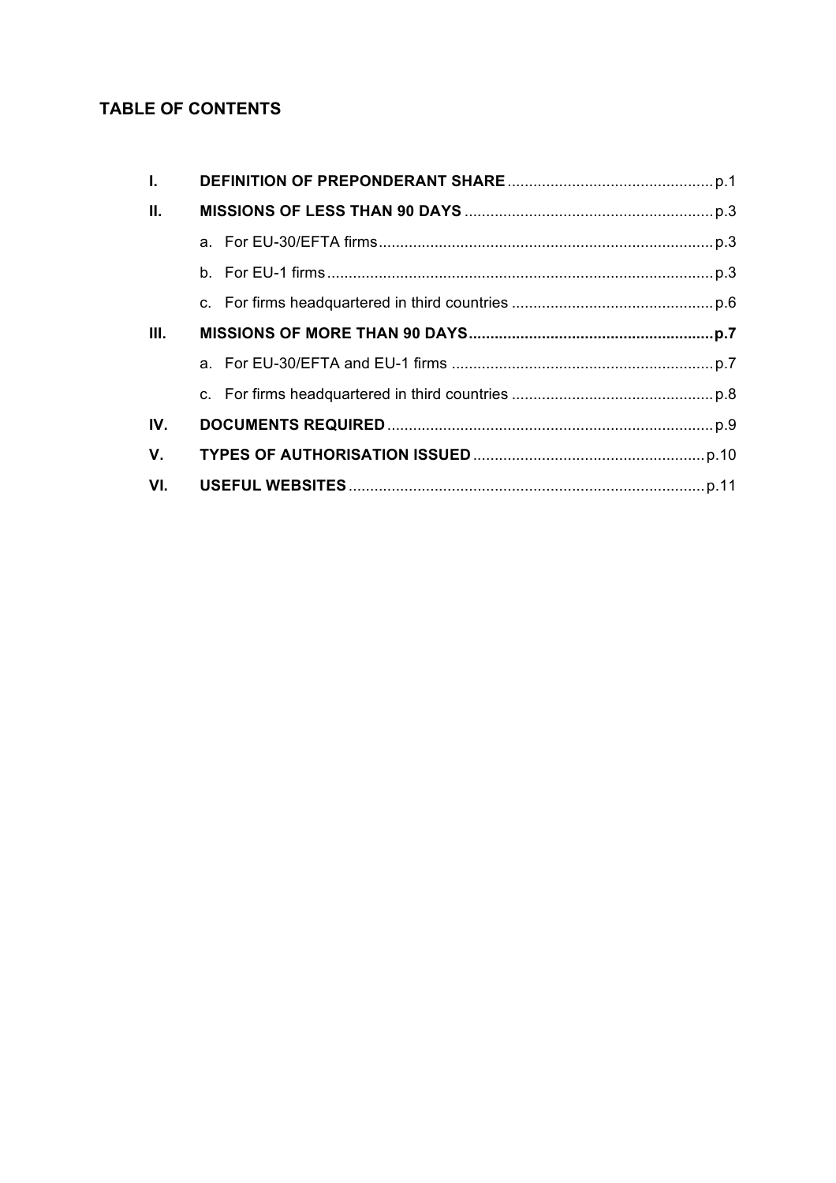## TABLE OF CONTENTS

| | | |
|---|---|---|
| **I.** | **DEFINITION OF PREPONDERANT SHARE** | p.1 |
| **II.** | **MISSIONS OF LESS THAN 90 DAYS** | p.3 |
| | a. For EU-30/EFTA firms | p.3 |
| | b. For EU-1 firms | p.3 |
| | c. For firms headquartered in third countries | p.6 |
| **III.** | **MISSIONS OF MORE THAN 90 DAYS** | **p.7** |
| | a. For EU-30/EFTA and EU-1 firms | p.7 |
| | c. For firms headquartered in third countries | p.8 |
| **IV.** | **DOCUMENTS REQUIRED** | p.9 |
| **V.** | **TYPES OF AUTHORISATION ISSUED** | p.10 |
| **VI.** | **USEFUL WEBSITES** | p.11 |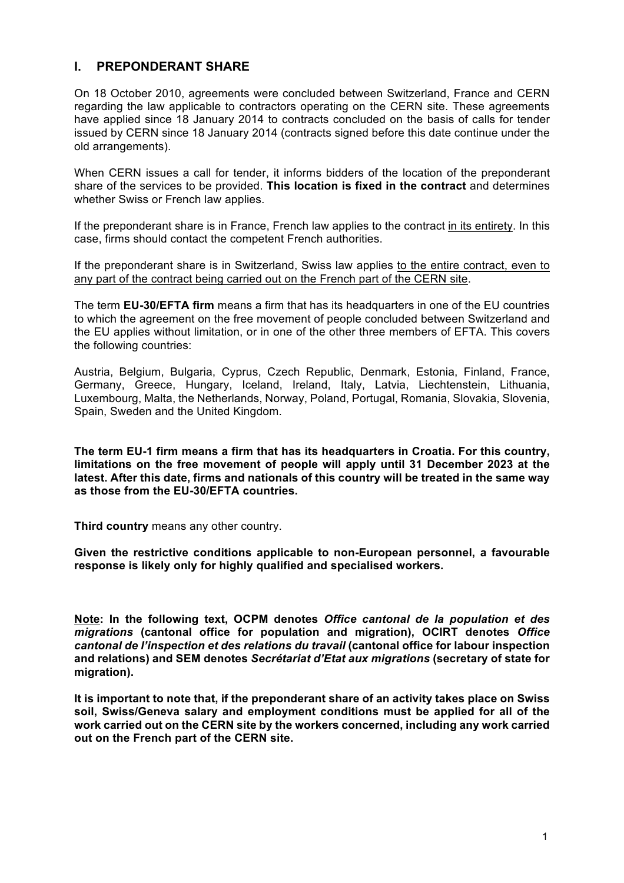## I. PREPONDERANT SHARE

On 18 October 2010, agreements were concluded between Switzerland, France and CERN regarding the law applicable to contractors operating on the CERN site. These agreements have applied since 18 January 2014 to contracts concluded on the basis of calls for tender issued by CERN since 18 January 2014 (contracts signed before this date continue under the old arrangements).

When CERN issues a call for tender, it informs bidders of the location of the preponderant share of the services to be provided. **This location is fixed in the contract** and determines whether Swiss or French law applies.

If the preponderant share is in France, French law applies to the contract <u>in its entirety</u>. In this case, firms should contact the competent French authorities.

If the preponderant share is in Switzerland, Swiss law applies <u>to the entire contract, even to any part of the contract being carried out on the French part of the CERN site</u>.

The term **EU-30/EFTA firm** means a firm that has its headquarters in one of the EU countries to which the agreement on the free movement of people concluded between Switzerland and the EU applies without limitation, or in one of the other three members of EFTA. This covers the following countries:

Austria, Belgium, Bulgaria, Cyprus, Czech Republic, Denmark, Estonia, Finland, France, Germany, Greece, Hungary, Iceland, Ireland, Italy, Latvia, Liechtenstein, Lithuania, Luxembourg, Malta, the Netherlands, Norway, Poland, Portugal, Romania, Slovakia, Slovenia, Spain, Sweden and the United Kingdom.

**The term EU-1 firm means a firm that has its headquarters in Croatia. For this country, limitations on the free movement of people will apply until 31 December 2023 at the latest. After this date, firms and nationals of this country will be treated in the same way as those from the EU-30/EFTA countries.**

**Third country** means any other country.

**Given the restrictive conditions applicable to non-European personnel, a favourable response is likely only for highly qualified and specialised workers.**

**<u>Note</u>: In the following text, OCPM denotes *Office cantonal de la population et des migrations* (cantonal office for population and migration), OCIRT denotes *Office cantonal de l'inspection et des relations du travail* (cantonal office for labour inspection and relations) and SEM denotes *Secrétariat d'Etat aux migrations* (secretary of state for migration).**

**It is important to note that, if the preponderant share of an activity takes place on Swiss soil, Swiss/Geneva salary and employment conditions must be applied for all of the work carried out on the CERN site by the workers concerned, including any work carried out on the French part of the CERN site.**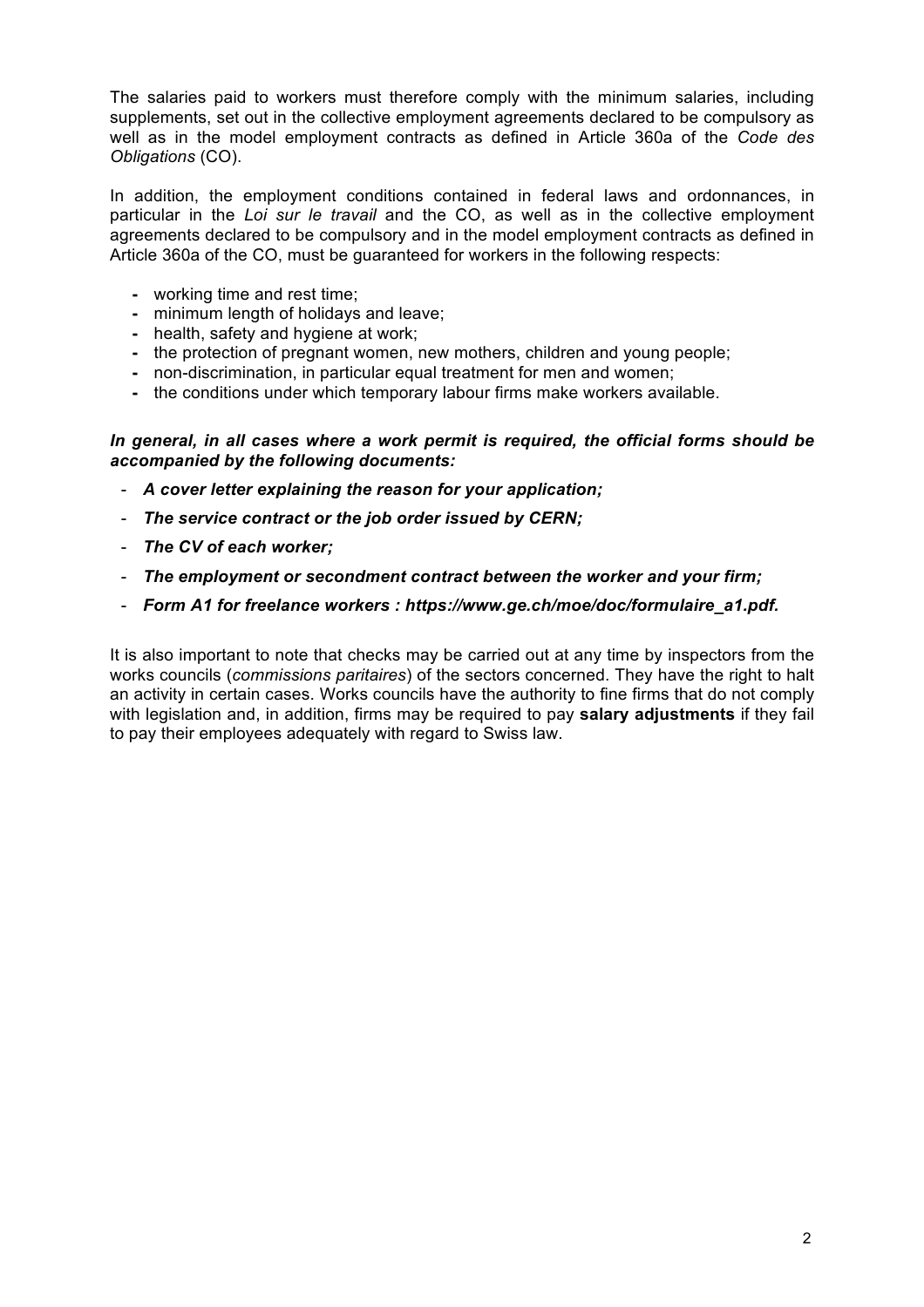The salaries paid to workers must therefore comply with the minimum salaries, including supplements, set out in the collective employment agreements declared to be compulsory as well as in the model employment contracts as defined in Article 360a of the *Code des Obligations* (CO).

In addition, the employment conditions contained in federal laws and ordonnances, in particular in the *Loi sur le travail* and the CO, as well as in the collective employment agreements declared to be compulsory and in the model employment contracts as defined in Article 360a of the CO, must be guaranteed for workers in the following respects:

- working time and rest time;
- minimum length of holidays and leave;
- health, safety and hygiene at work;
- the protection of pregnant women, new mothers, children and young people;
- non-discrimination, in particular equal treatment for men and women;
- the conditions under which temporary labour firms make workers available.

***In general, in all cases where a work permit is required, the official forms should be accompanied by the following documents:***

- ***A cover letter explaining the reason for your application;***
- ***The service contract or the job order issued by CERN;***
- ***The CV of each worker;***
- ***The employment or secondment contract between the worker and your firm;***
- ***Form A1 for freelance workers : https://www.ge.ch/moe/doc/formulaire_a1.pdf.***

It is also important to note that checks may be carried out at any time by inspectors from the works councils (*commissions paritaires*) of the sectors concerned. They have the right to halt an activity in certain cases. Works councils have the authority to fine firms that do not comply with legislation and, in addition, firms may be required to pay **salary adjustments** if they fail to pay their employees adequately with regard to Swiss law.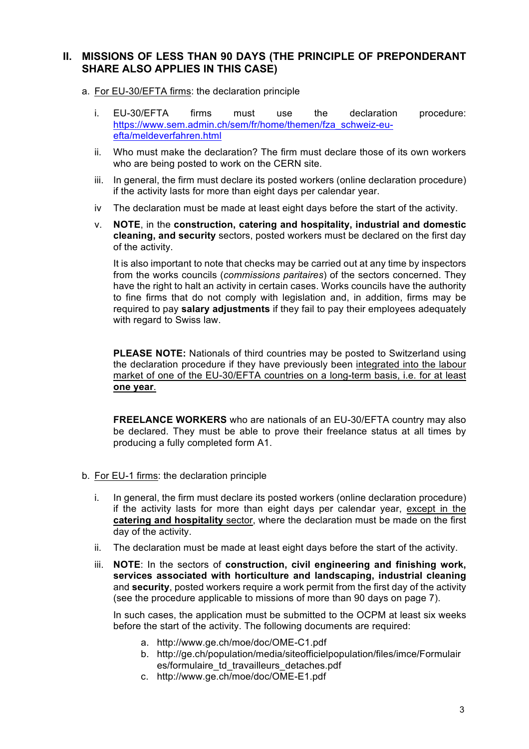## II. MISSIONS OF LESS THAN 90 DAYS (THE PRINCIPLE OF PREPONDERANT SHARE ALSO APPLIES IN THIS CASE)

a. For EU-30/EFTA firms: the declaration principle

   i. EU-30/EFTA firms must use the declaration procedure: https://www.sem.admin.ch/sem/fr/home/themen/fza_schweiz-eu-efta/meldeverfahren.html

   ii. Who must make the declaration? The firm must declare those of its own workers who are being posted to work on the CERN site.

   iii. In general, the firm must declare its posted workers (online declaration procedure) if the activity lasts for more than eight days per calendar year.

   iv The declaration must be made at least eight days before the start of the activity.

   v. **NOTE**, in the **construction, catering and hospitality, industrial and domestic cleaning, and security** sectors, posted workers must be declared on the first day of the activity.

   It is also important to note that checks may be carried out at any time by inspectors from the works councils (*commissions paritaires*) of the sectors concerned. They have the right to halt an activity in certain cases. Works councils have the authority to fine firms that do not comply with legislation and, in addition, firms may be required to pay **salary adjustments** if they fail to pay their employees adequately with regard to Swiss law.

   **PLEASE NOTE:** Nationals of third countries may be posted to Switzerland using the declaration procedure if they have previously been integrated into the labour market of one of the EU-30/EFTA countries on a long-term basis, i.e. for at least **one year**.

   **FREELANCE WORKERS** who are nationals of an EU-30/EFTA country may also be declared. They must be able to prove their freelance status at all times by producing a fully completed form A1.

b. For EU-1 firms: the declaration principle

   i. In general, the firm must declare its posted workers (online declaration procedure) if the activity lasts for more than eight days per calendar year, except in the **catering and hospitality** sector, where the declaration must be made on the first day of the activity.

   ii. The declaration must be made at least eight days before the start of the activity.

   iii. **NOTE**: In the sectors of **construction, civil engineering and finishing work, services associated with horticulture and landscaping, industrial cleaning** and **security**, posted workers require a work permit from the first day of the activity (see the procedure applicable to missions of more than 90 days on page 7).

   In such cases, the application must be submitted to the OCPM at least six weeks before the start of the activity. The following documents are required:

      a. http://www.ge.ch/moe/doc/OME-C1.pdf
      b. http://ge.ch/population/media/siteofficielpopulation/files/imce/Formulaires/formulaire_td_travailleurs_detaches.pdf
      c. http://www.ge.ch/moe/doc/OME-E1.pdf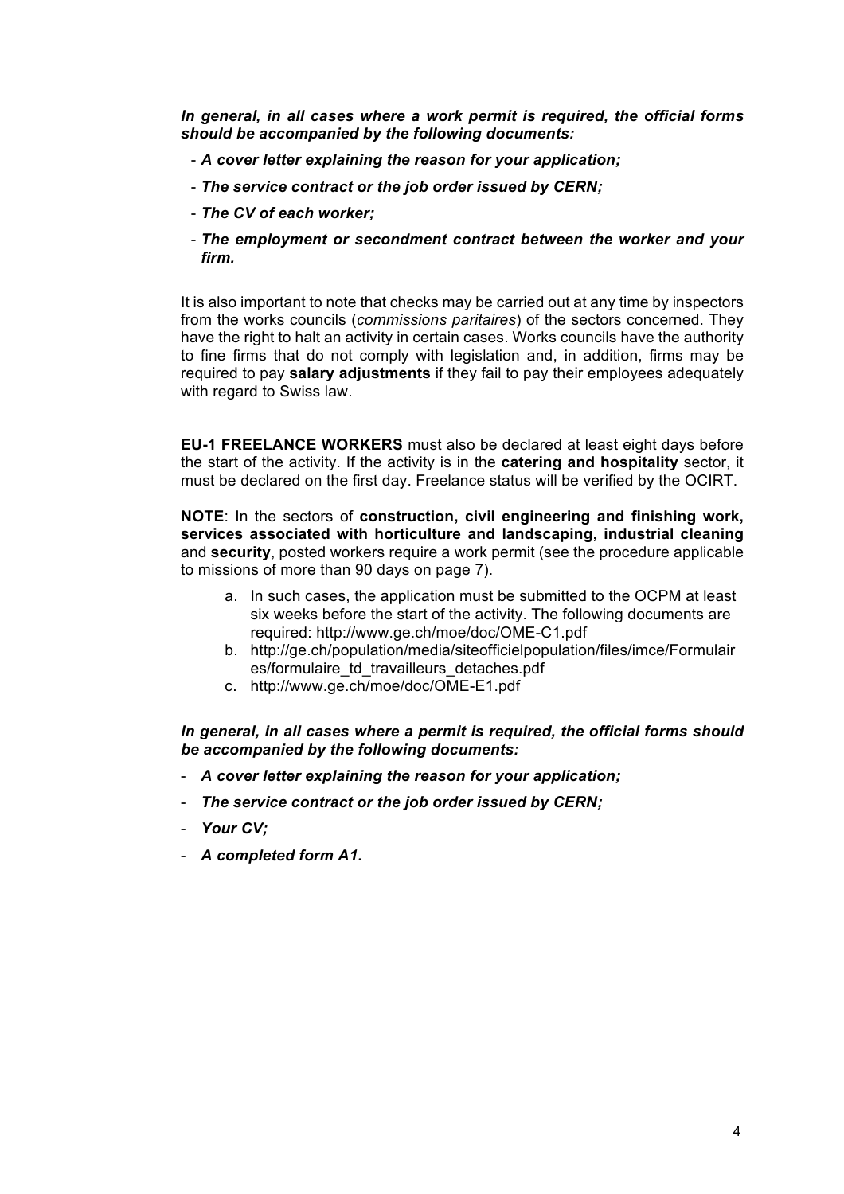***In general, in all cases where a work permit is required, the official forms should be accompanied by the following documents:***

- ***A cover letter explaining the reason for your application;***
- ***The service contract or the job order issued by CERN;***
- ***The CV of each worker;***
- ***The employment or secondment contract between the worker and your firm.***

It is also important to note that checks may be carried out at any time by inspectors from the works councils (*commissions paritaires*) of the sectors concerned. They have the right to halt an activity in certain cases. Works councils have the authority to fine firms that do not comply with legislation and, in addition, firms may be required to pay **salary adjustments** if they fail to pay their employees adequately with regard to Swiss law.

**EU-1 FREELANCE WORKERS** must also be declared at least eight days before the start of the activity. If the activity is in the **catering and hospitality** sector, it must be declared on the first day. Freelance status will be verified by the OCIRT.

**NOTE**: In the sectors of **construction, civil engineering and finishing work, services associated with horticulture and landscaping, industrial cleaning** and **security**, posted workers require a work permit (see the procedure applicable to missions of more than 90 days on page 7).

a. In such cases, the application must be submitted to the OCPM at least six weeks before the start of the activity. The following documents are required: http://www.ge.ch/moe/doc/OME-C1.pdf
b. http://ge.ch/population/media/siteofficielpopulation/files/imce/Formulaires/formulaire_td_travailleurs_detaches.pdf
c. http://www.ge.ch/moe/doc/OME-E1.pdf

***In general, in all cases where a permit is required, the official forms should be accompanied by the following documents:***

- ***A cover letter explaining the reason for your application;***
- ***The service contract or the job order issued by CERN;***
- ***Your CV;***
- ***A completed form A1.***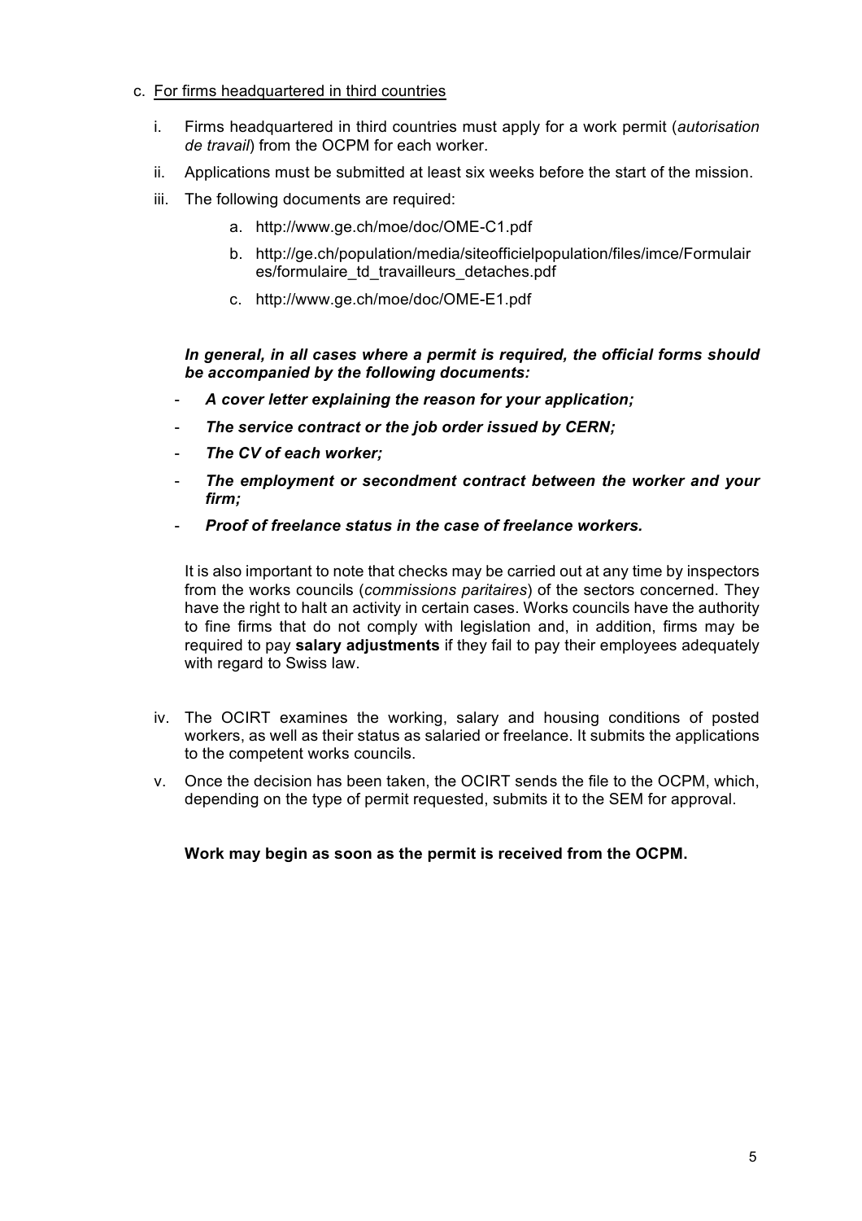c. <u>For firms headquartered in third countries</u>

   i. Firms headquartered in third countries must apply for a work permit (*autorisation de travail*) from the OCPM for each worker.

   ii. Applications must be submitted at least six weeks before the start of the mission.

   iii. The following documents are required:

      a. http://www.ge.ch/moe/doc/OME-C1.pdf

      b. http://ge.ch/population/media/siteofficielpopulation/files/imce/Formulaires/formulaire_td_travailleurs_detaches.pdf

      c. http://www.ge.ch/moe/doc/OME-E1.pdf

   ***In general, in all cases where a permit is required, the official forms should be accompanied by the following documents:***

   - ***A cover letter explaining the reason for your application;***
   - ***The service contract or the job order issued by CERN;***
   - ***The CV of each worker;***
   - ***The employment or secondment contract between the worker and your firm;***
   - ***Proof of freelance status in the case of freelance workers.***

   It is also important to note that checks may be carried out at any time by inspectors from the works councils (*commissions paritaires*) of the sectors concerned. They have the right to halt an activity in certain cases. Works councils have the authority to fine firms that do not comply with legislation and, in addition, firms may be required to pay **salary adjustments** if they fail to pay their employees adequately with regard to Swiss law.

   iv. The OCIRT examines the working, salary and housing conditions of posted workers, as well as their status as salaried or freelance. It submits the applications to the competent works councils.

   v. Once the decision has been taken, the OCIRT sends the file to the OCPM, which, depending on the type of permit requested, submits it to the SEM for approval.

   **Work may begin as soon as the permit is received from the OCPM.**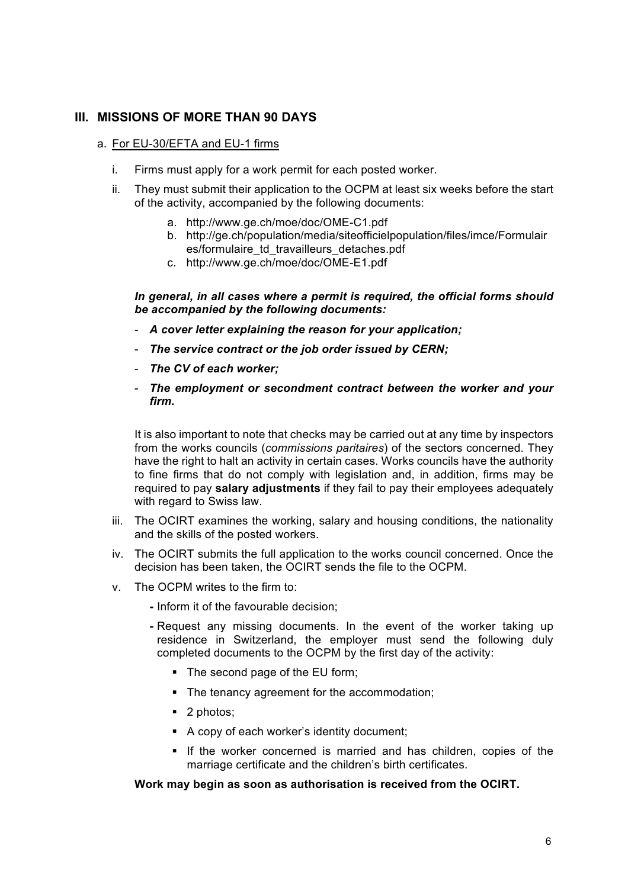## III. MISSIONS OF MORE THAN 90 DAYS

a. For EU-30/EFTA and EU-1 firms

i. Firms must apply for a work permit for each posted worker.

ii. They must submit their application to the OCPM at least six weeks before the start of the activity, accompanied by the following documents:

   a. http://www.ge.ch/moe/doc/OME-C1.pdf
   b. http://ge.ch/population/media/siteofficielpopulation/files/imce/Formulaires/formulaire_td_travailleurs_detaches.pdf
   c. http://www.ge.ch/moe/doc/OME-E1.pdf

***In general, in all cases where a permit is required, the official forms should be accompanied by the following documents:***

- ***A cover letter explaining the reason for your application;***
- ***The service contract or the job order issued by CERN;***
- ***The CV of each worker;***
- ***The employment or secondment contract between the worker and your firm.***

It is also important to note that checks may be carried out at any time by inspectors from the works councils (*commissions paritaires*) of the sectors concerned. They have the right to halt an activity in certain cases. Works councils have the authority to fine firms that do not comply with legislation and, in addition, firms may be required to pay **salary adjustments** if they fail to pay their employees adequately with regard to Swiss law.

iii. The OCIRT examines the working, salary and housing conditions, the nationality and the skills of the posted workers.

iv. The OCIRT submits the full application to the works council concerned. Once the decision has been taken, the OCIRT sends the file to the OCPM.

v. The OCPM writes to the firm to:

- Inform it of the favourable decision;
- Request any missing documents. In the event of the worker taking up residence in Switzerland, the employer must send the following duly completed documents to the OCPM by the first day of the activity:
  - The second page of the EU form;
  - The tenancy agreement for the accommodation;
  - 2 photos;
  - A copy of each worker's identity document;
  - If the worker concerned is married and has children, copies of the marriage certificate and the children's birth certificates.

**Work may begin as soon as authorisation is received from the OCIRT.**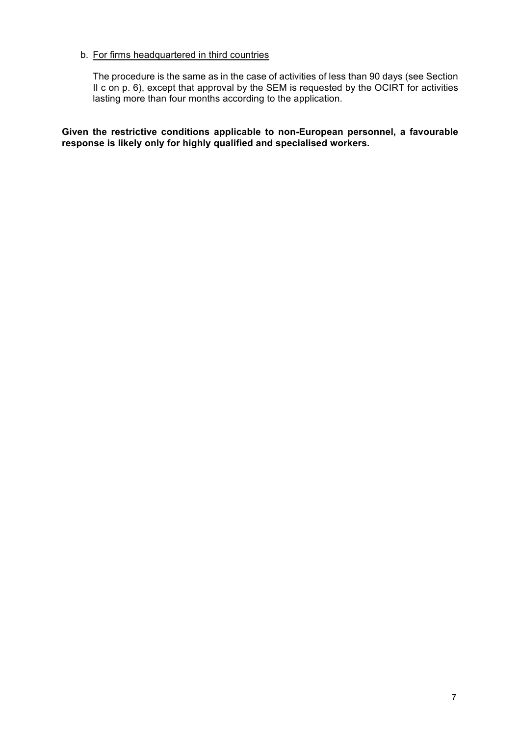b. For firms headquartered in third countries

The procedure is the same as in the case of activities of less than 90 days (see Section II c on p. 6), except that approval by the SEM is requested by the OCIRT for activities lasting more than four months according to the application.

**Given the restrictive conditions applicable to non-European personnel, a favourable response is likely only for highly qualified and specialised workers.**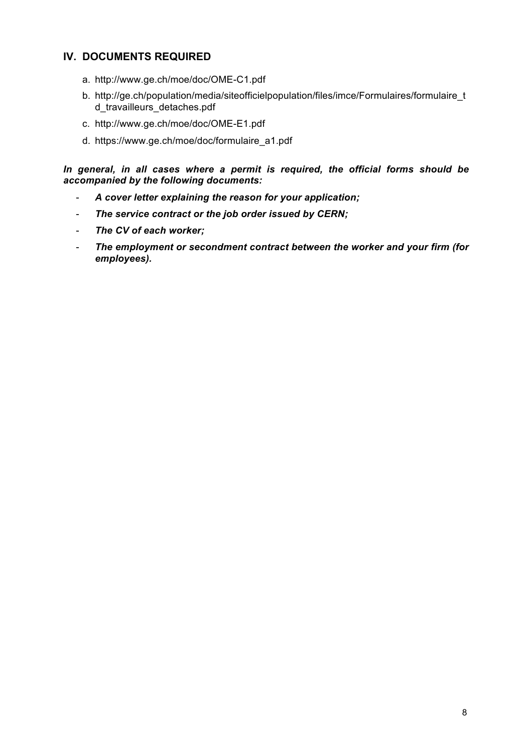## IV. DOCUMENTS REQUIRED

a. http://www.ge.ch/moe/doc/OME-C1.pdf

b. http://ge.ch/population/media/siteofficielpopulation/files/imce/Formulaires/formulaire_td_travailleurs_detaches.pdf

c. http://www.ge.ch/moe/doc/OME-E1.pdf

d. https://www.ge.ch/moe/doc/formulaire_a1.pdf

***In general, in all cases where a permit is required, the official forms should be accompanied by the following documents:***

- ***A cover letter explaining the reason for your application;***
- ***The service contract or the job order issued by CERN;***
- ***The CV of each worker;***
- ***The employment or secondment contract between the worker and your firm (for employees).***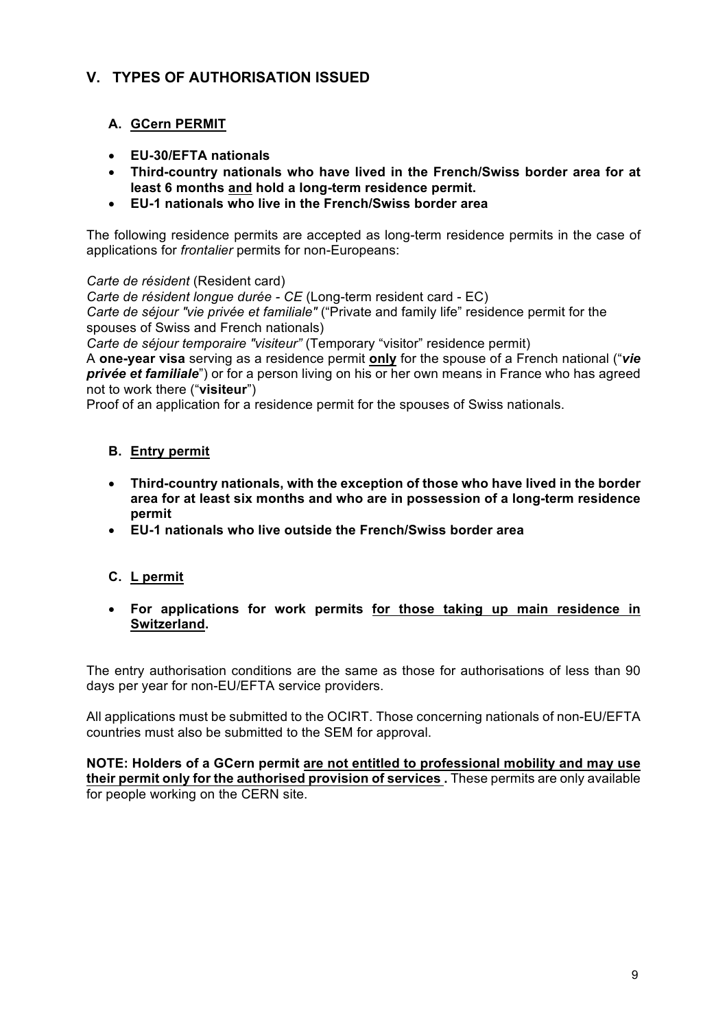## V. TYPES OF AUTHORISATION ISSUED

### A. GCern PERMIT

- **EU-30/EFTA nationals**
- **Third-country nationals who have lived in the French/Swiss border area for at least 6 months and hold a long-term residence permit.**
- **EU-1 nationals who live in the French/Swiss border area**

The following residence permits are accepted as long-term residence permits in the case of applications for *frontalier* permits for non-Europeans:

*Carte de résident* (Resident card)
*Carte de résident longue durée - CE* (Long-term resident card - EC)
*Carte de séjour "vie privée et familiale"* ("Private and family life" residence permit for the spouses of Swiss and French nationals)
*Carte de séjour temporaire "visiteur"* (Temporary "visitor" residence permit)
A **one-year visa** serving as a residence permit **only** for the spouse of a French national ("***vie privée et familiale***") or for a person living on his or her own means in France who has agreed not to work there ("**visiteur**")
Proof of an application for a residence permit for the spouses of Swiss nationals.

### B. Entry permit

- **Third-country nationals, with the exception of those who have lived in the border area for at least six months and who are in possession of a long-term residence permit**
- **EU-1 nationals who live outside the French/Swiss border area**

### C. L permit

- **For applications for work permits for those taking up main residence in Switzerland.**

The entry authorisation conditions are the same as those for authorisations of less than 90 days per year for non-EU/EFTA service providers.

All applications must be submitted to the OCIRT. Those concerning nationals of non-EU/EFTA countries must also be submitted to the SEM for approval.

**NOTE: Holders of a GCern permit are not entitled to professional mobility and may use their permit only for the authorised provision of services .** These permits are only available for people working on the CERN site.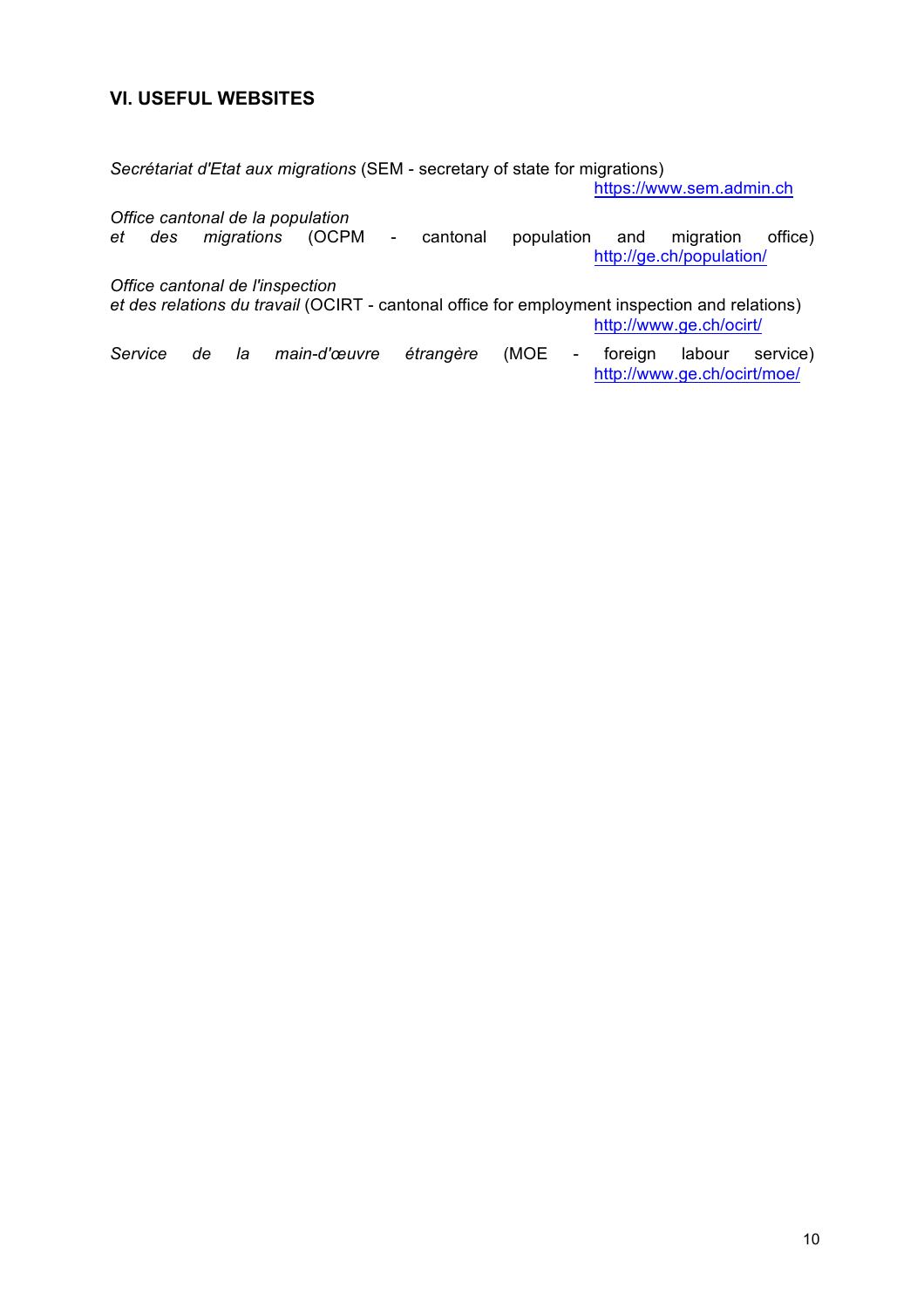## VI. USEFUL WEBSITES

*Secrétariat d'Etat aux migrations* (SEM - secretary of state for migrations)
https://www.sem.admin.ch

*Office cantonal de la population et des migrations* (OCPM - cantonal population and migration office)
http://ge.ch/population/

*Office cantonal de l'inspection et des relations du travail* (OCIRT - cantonal office for employment inspection and relations)
http://www.ge.ch/ocirt/

*Service de la main-d'œuvre étrangère* (MOE - foreign labour service)
http://www.ge.ch/ocirt/moe/